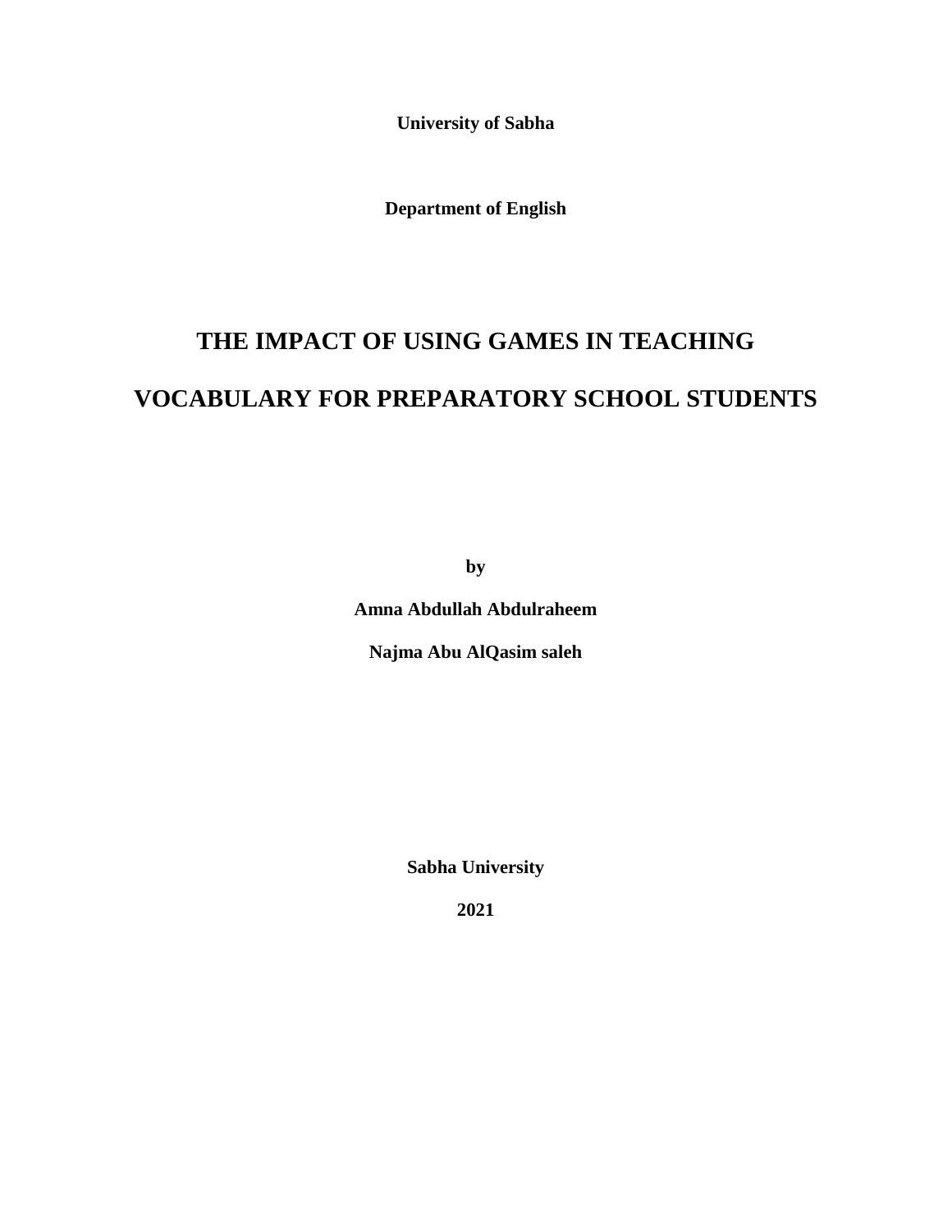**University of Sabha**

**Department of English**

# THE IMPACT OF USING GAMES IN TEACHING VOCABULARY FOR PREPARATORY SCHOOL STUDENTS

**by**

**Amna Abdullah Abdulraheem**

**Najma Abu AlQasim saleh**

**Sabha University**

**2021**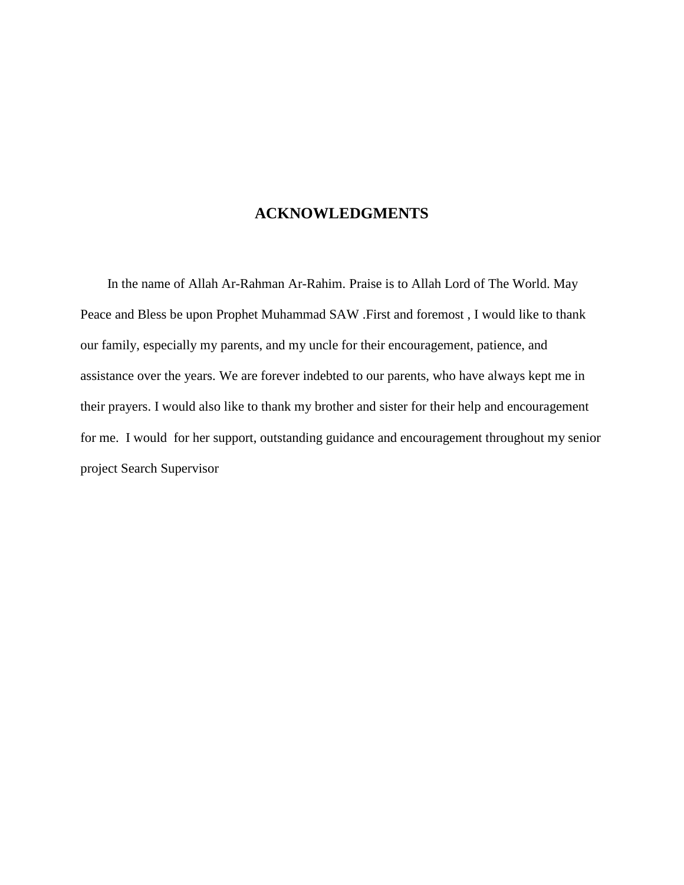# ACKNOWLEDGMENTS

In the name of Allah Ar-Rahman Ar-Rahim. Praise is to Allah Lord of The World. May Peace and Bless be upon Prophet Muhammad SAW .First and foremost , I would like to thank our family, especially my parents, and my uncle for their encouragement, patience, and assistance over the years. We are forever indebted to our parents, who have always kept me in their prayers. I would also like to thank my brother and sister for their help and encouragement for me.  I would  for her support, outstanding guidance and encouragement throughout my senior project Search Supervisor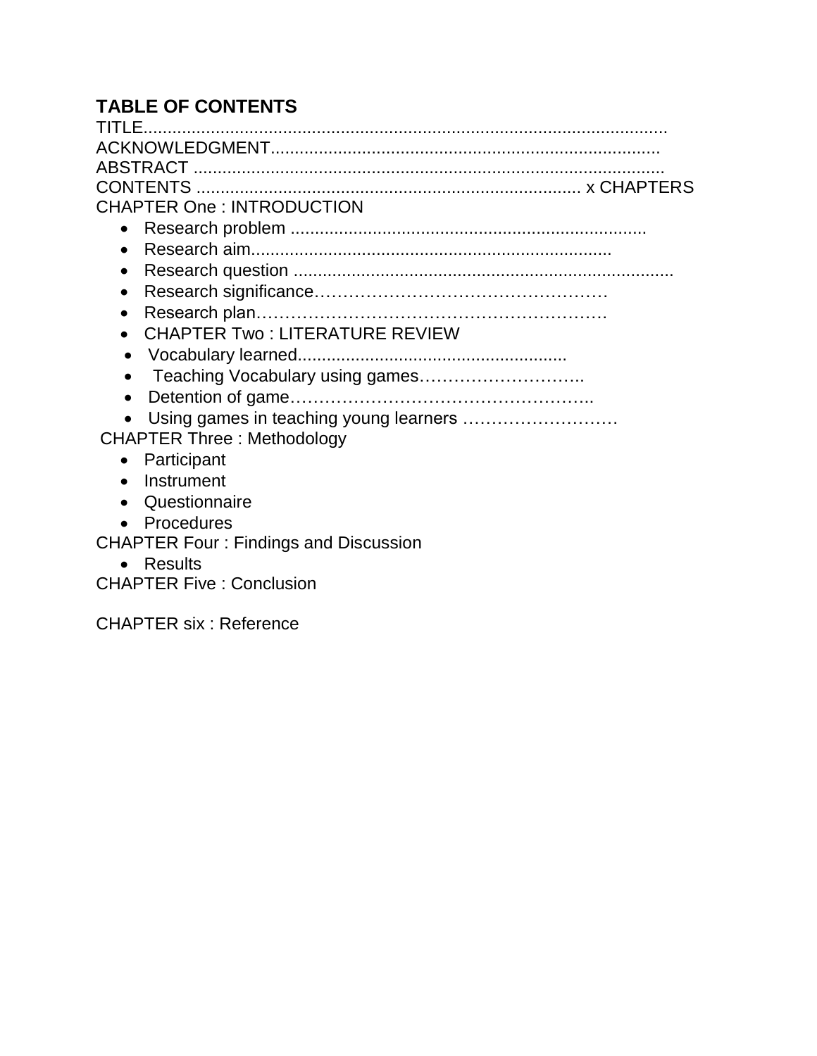**TABLE OF CONTENTS**

TITLE.........................................................................................................

ACKNOWLEDGMENT...............................................................................

ABSTRACT ..................................................................................................

CONTENTS ............................................................................. x CHAPTERS

CHAPTER One : INTRODUCTION

- Research problem ........................................................................
- Research aim.........................................................................
- Research question ..............................................................................
- Research significance……………………………………………
- Research plan……………………………………………………
- CHAPTER Two : LITERATURE REVIEW
- Vocabulary learned......................................................
- Teaching Vocabulary using games………………………..
- Detention of game……………………………………………..
- Using games in teaching young learners ………………………

CHAPTER Three : Methodology

- Participant
- Instrument
- Questionnaire
- Procedures

CHAPTER Four : Findings and Discussion

- Results

CHAPTER Five : Conclusion

CHAPTER six : Reference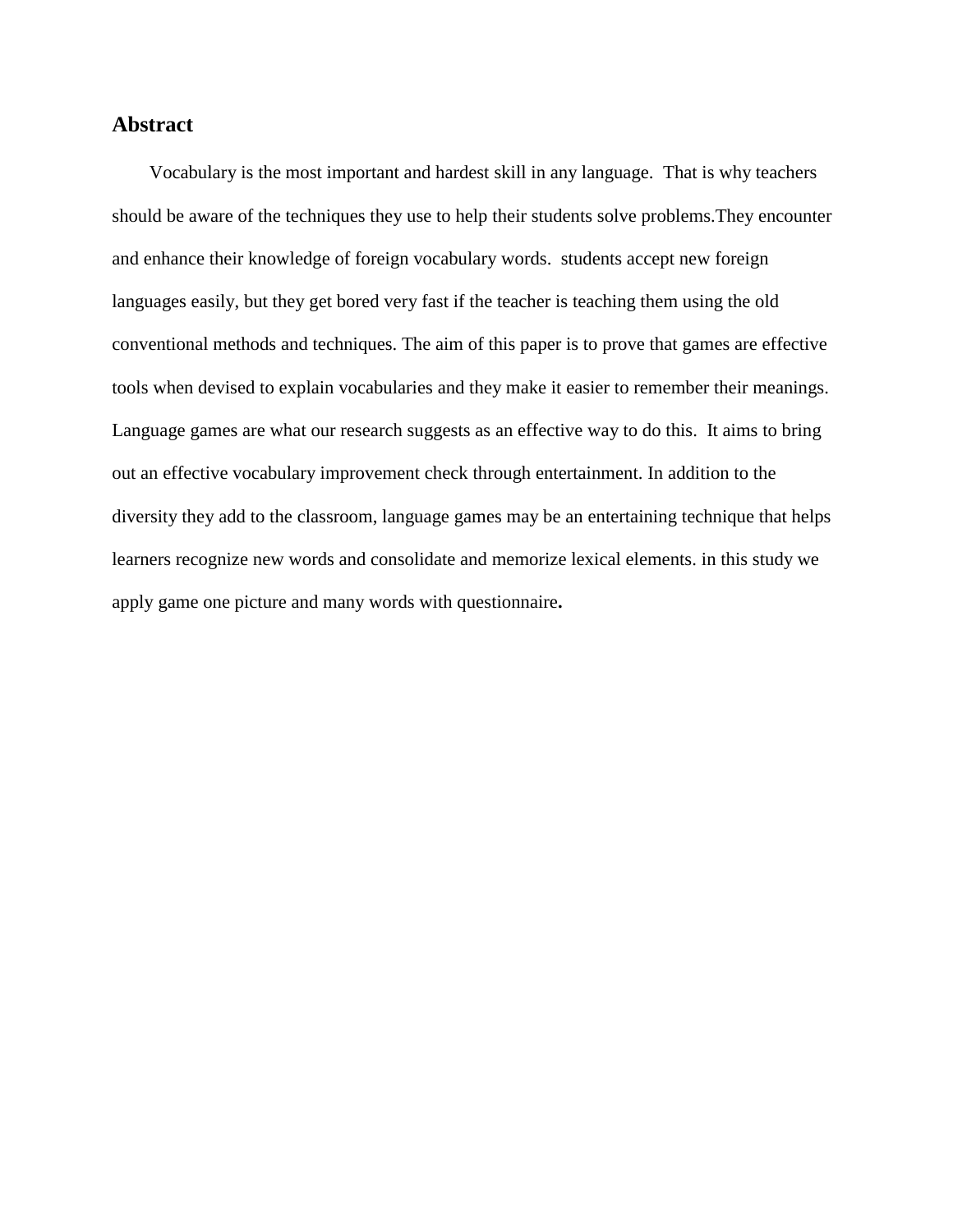## Abstract

Vocabulary is the most important and hardest skill in any language. That is why teachers should be aware of the techniques they use to help their students solve problems.They encounter and enhance their knowledge of foreign vocabulary words. students accept new foreign languages easily, but they get bored very fast if the teacher is teaching them using the old conventional methods and techniques. The aim of this paper is to prove that games are effective tools when devised to explain vocabularies and they make it easier to remember their meanings. Language games are what our research suggests as an effective way to do this. It aims to bring out an effective vocabulary improvement check through entertainment. In addition to the diversity they add to the classroom, language games may be an entertaining technique that helps learners recognize new words and consolidate and memorize lexical elements. in this study we apply game one picture and many words with questionnaire**.**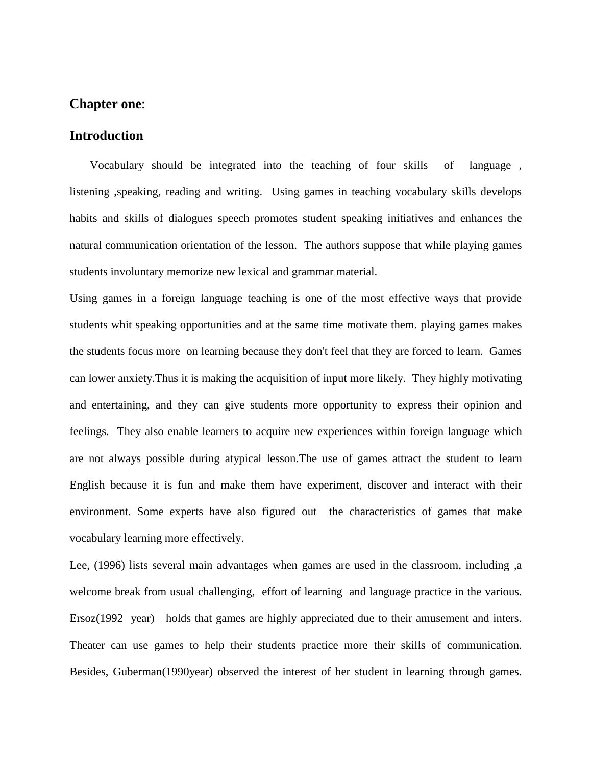**Chapter one**:

## Introduction

Vocabulary should be integrated into the teaching of four skills of language , listening ,speaking, reading and writing. Using games in teaching vocabulary skills develops habits and skills of dialogues speech promotes student speaking initiatives and enhances the natural communication orientation of the lesson. The authors suppose that while playing games students involuntary memorize new lexical and grammar material.

Using games in a foreign language teaching is one of the most effective ways that provide students whit speaking opportunities and at the same time motivate them. playing games makes the students focus more on learning because they don't feel that they are forced to learn. Games can lower anxiety.Thus it is making the acquisition of input more likely. They highly motivating and entertaining, and they can give students more opportunity to express their opinion and feelings. They also enable learners to acquire new experiences within foreign language_which are not always possible during atypical lesson.The use of games attract the student to learn English because it is fun and make them have experiment, discover and interact with their environment. Some experts have also figured out the characteristics of games that make vocabulary learning more effectively.

Lee, (1996) lists several main advantages when games are used in the classroom, including ,a welcome break from usual challenging, effort of learning and language practice in the various. Ersoz(1992 year) holds that games are highly appreciated due to their amusement and inters. Theater can use games to help their students practice more their skills of communication. Besides, Guberman(1990year) observed the interest of her student in learning through games.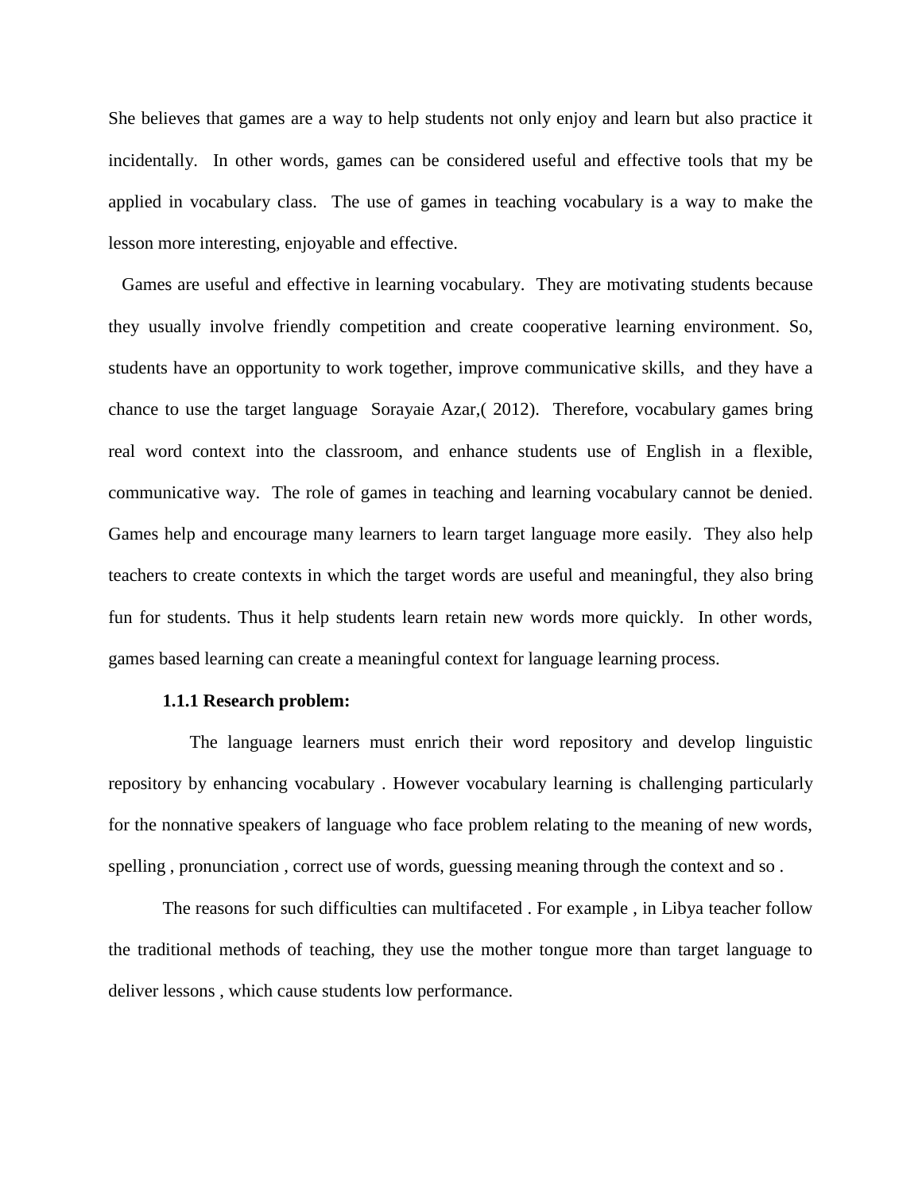She believes that games are a way to help students not only enjoy and learn but also practice it incidentally. In other words, games can be considered useful and effective tools that my be applied in vocabulary class. The use of games in teaching vocabulary is a way to make the lesson more interesting, enjoyable and effective.

Games are useful and effective in learning vocabulary. They are motivating students because they usually involve friendly competition and create cooperative learning environment. So, students have an opportunity to work together, improve communicative skills, and they have a chance to use the target language Sorayaie Azar,( 2012). Therefore, vocabulary games bring real word context into the classroom, and enhance students use of English in a flexible, communicative way. The role of games in teaching and learning vocabulary cannot be denied. Games help and encourage many learners to learn target language more easily. They also help teachers to create contexts in which the target words are useful and meaningful, they also bring fun for students. Thus it help students learn retain new words more quickly. In other words, games based learning can create a meaningful context for language learning process.

### 1.1.1 Research problem:

The language learners must enrich their word repository and develop linguistic repository by enhancing vocabulary . However vocabulary learning is challenging particularly for the nonnative speakers of language who face problem relating to the meaning of new words, spelling , pronunciation , correct use of words, guessing meaning through the context and so .

The reasons for such difficulties can multifaceted . For example , in Libya teacher follow the traditional methods of teaching, they use the mother tongue more than target language to deliver lessons , which cause students low performance.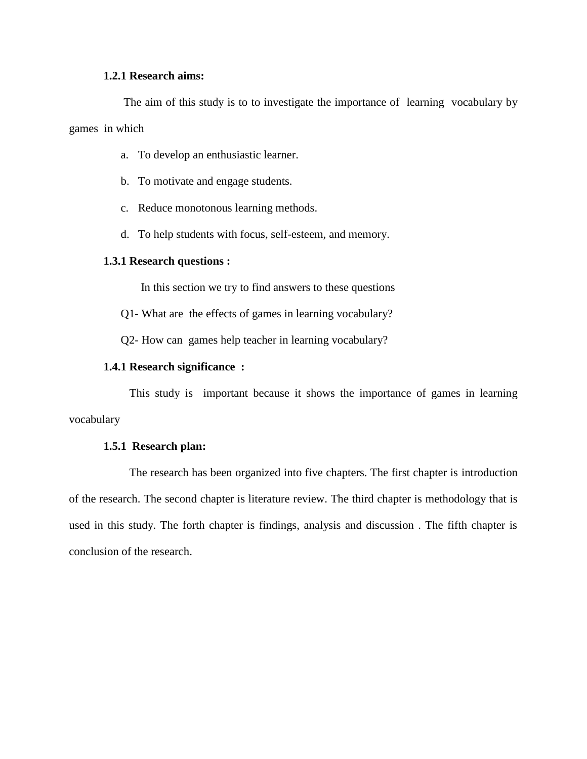### 1.2.1 Research aims:

The aim of this study is to to investigate the importance of learning vocabulary by games in which

a. To develop an enthusiastic learner.
b. To motivate and engage students.
c. Reduce monotonous learning methods.
d. To help students with focus, self-esteem, and memory.

### 1.3.1 Research questions :

In this section we try to find answers to these questions

Q1- What are the effects of games in learning vocabulary?

Q2- How can games help teacher in learning vocabulary?

### 1.4.1 Research significance :

This study is important because it shows the importance of games in learning vocabulary

### 1.5.1 Research plan:

The research has been organized into five chapters. The first chapter is introduction of the research. The second chapter is literature review. The third chapter is methodology that is used in this study. The forth chapter is findings, analysis and discussion . The fifth chapter is conclusion of the research.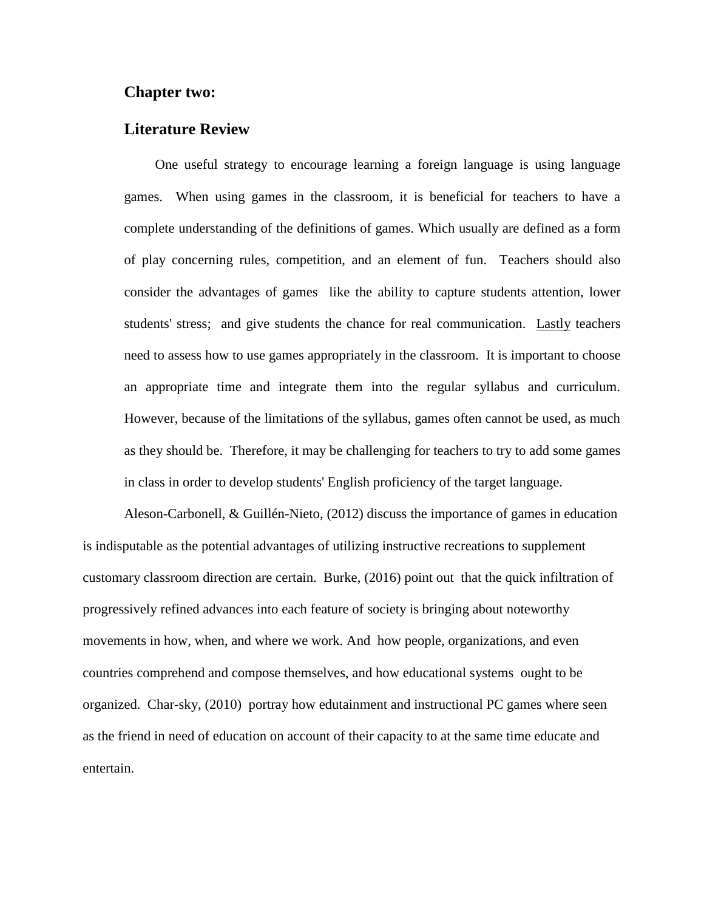**Chapter two:**

**Literature Review**

One useful strategy to encourage learning a foreign language is using language games. When using games in the classroom, it is beneficial for teachers to have a complete understanding of the definitions of games. Which usually are defined as a form of play concerning rules, competition, and an element of fun. Teachers should also consider the advantages of games like the ability to capture students attention, lower students' stress; and give students the chance for real communication. Lastly teachers need to assess how to use games appropriately in the classroom. It is important to choose an appropriate time and integrate them into the regular syllabus and curriculum. However, because of the limitations of the syllabus, games often cannot be used, as much as they should be. Therefore, it may be challenging for teachers to try to add some games in class in order to develop students' English proficiency of the target language.

Aleson-Carbonell, & Guillén-Nieto, (2012) discuss the importance of games in education is indisputable as the potential advantages of utilizing instructive recreations to supplement customary classroom direction are certain. Burke, (2016) point out that the quick infiltration of progressively refined advances into each feature of society is bringing about noteworthy movements in how, when, and where we work. And how people, organizations, and even countries comprehend and compose themselves, and how educational systems ought to be organized. Char-sky, (2010) portray how edutainment and instructional PC games where seen as the friend in need of education on account of their capacity to at the same time educate and entertain.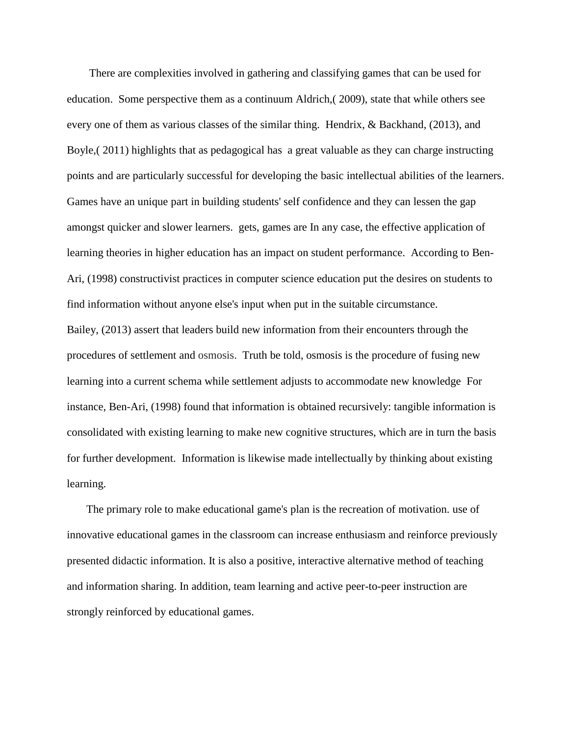There are complexities involved in gathering and classifying games that can be used for education. Some perspective them as a continuum Aldrich,( 2009), state that while others see every one of them as various classes of the similar thing. Hendrix, & Backhand, (2013), and Boyle,( 2011) highlights that as pedagogical has a great valuable as they can charge instructing points and are particularly successful for developing the basic intellectual abilities of the learners. Games have an unique part in building students' self confidence and they can lessen the gap amongst quicker and slower learners. gets, games are In any case, the effective application of learning theories in higher education has an impact on student performance. According to Ben-Ari, (1998) constructivist practices in computer science education put the desires on students to find information without anyone else's input when put in the suitable circumstance. Bailey, (2013) assert that leaders build new information from their encounters through the procedures of settlement and osmosis. Truth be told, osmosis is the procedure of fusing new learning into a current schema while settlement adjusts to accommodate new knowledge For instance, Ben-Ari, (1998) found that information is obtained recursively: tangible information is consolidated with existing learning to make new cognitive structures, which are in turn the basis for further development. Information is likewise made intellectually by thinking about existing learning.

The primary role to make educational game's plan is the recreation of motivation. use of innovative educational games in the classroom can increase enthusiasm and reinforce previously presented didactic information. It is also a positive, interactive alternative method of teaching and information sharing. In addition, team learning and active peer-to-peer instruction are strongly reinforced by educational games.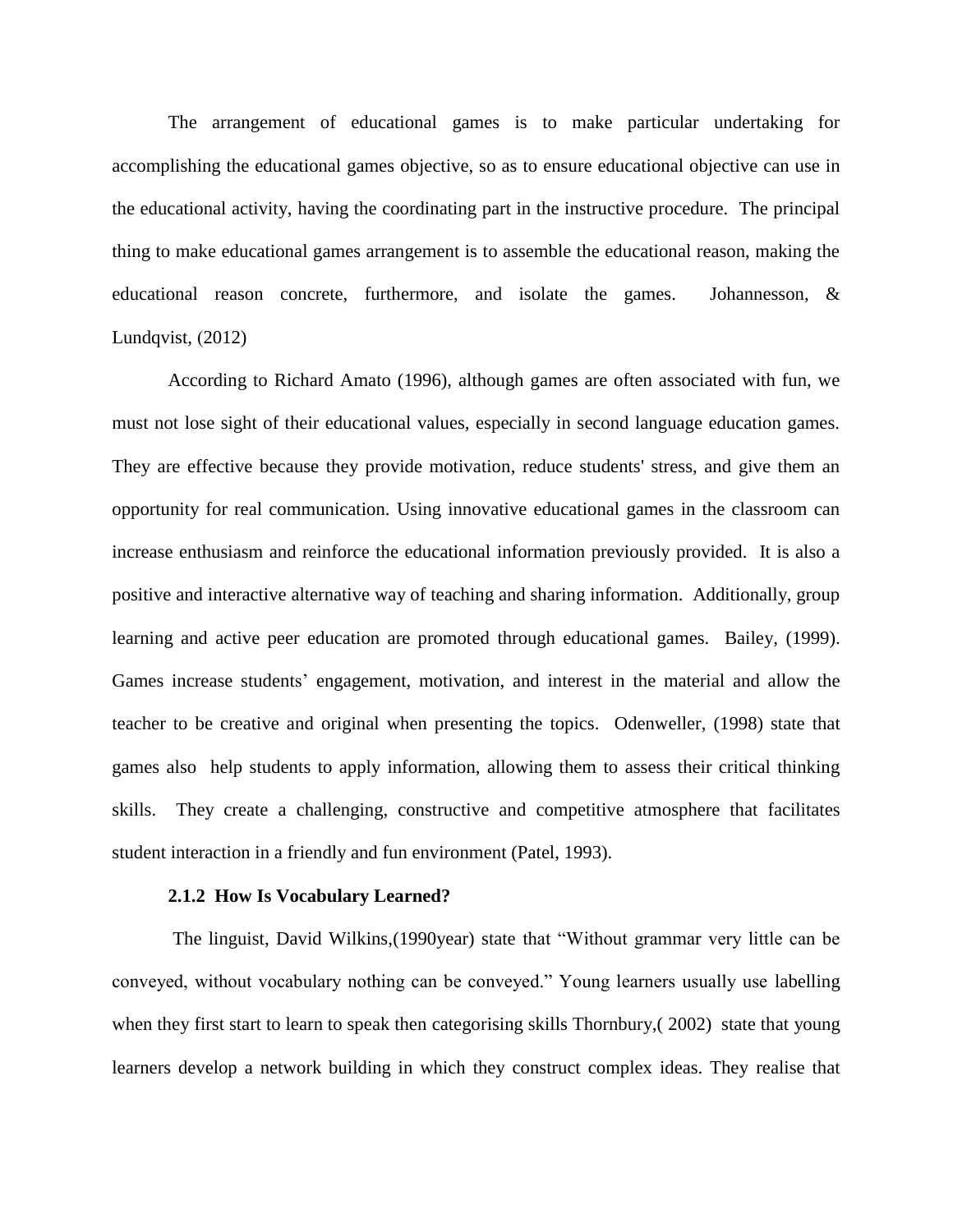The arrangement of educational games is to make particular undertaking for accomplishing the educational games objective, so as to ensure educational objective can use in the educational activity, having the coordinating part in the instructive procedure. The principal thing to make educational games arrangement is to assemble the educational reason, making the educational reason concrete, furthermore, and isolate the games. Johannesson, & Lundqvist, (2012)

According to Richard Amato (1996), although games are often associated with fun, we must not lose sight of their educational values, especially in second language education games. They are effective because they provide motivation, reduce students' stress, and give them an opportunity for real communication. Using innovative educational games in the classroom can increase enthusiasm and reinforce the educational information previously provided. It is also a positive and interactive alternative way of teaching and sharing information. Additionally, group learning and active peer education are promoted through educational games. Bailey, (1999). Games increase students' engagement, motivation, and interest in the material and allow the teacher to be creative and original when presenting the topics. Odenweller, (1998) state that games also help students to apply information, allowing them to assess their critical thinking skills. They create a challenging, constructive and competitive atmosphere that facilitates student interaction in a friendly and fun environment (Patel, 1993).

### 2.1.2 How Is Vocabulary Learned?

The linguist, David Wilkins,(1990year) state that "Without grammar very little can be conveyed, without vocabulary nothing can be conveyed." Young learners usually use labelling when they first start to learn to speak then categorising skills Thornbury,( 2002) state that young learners develop a network building in which they construct complex ideas. They realise that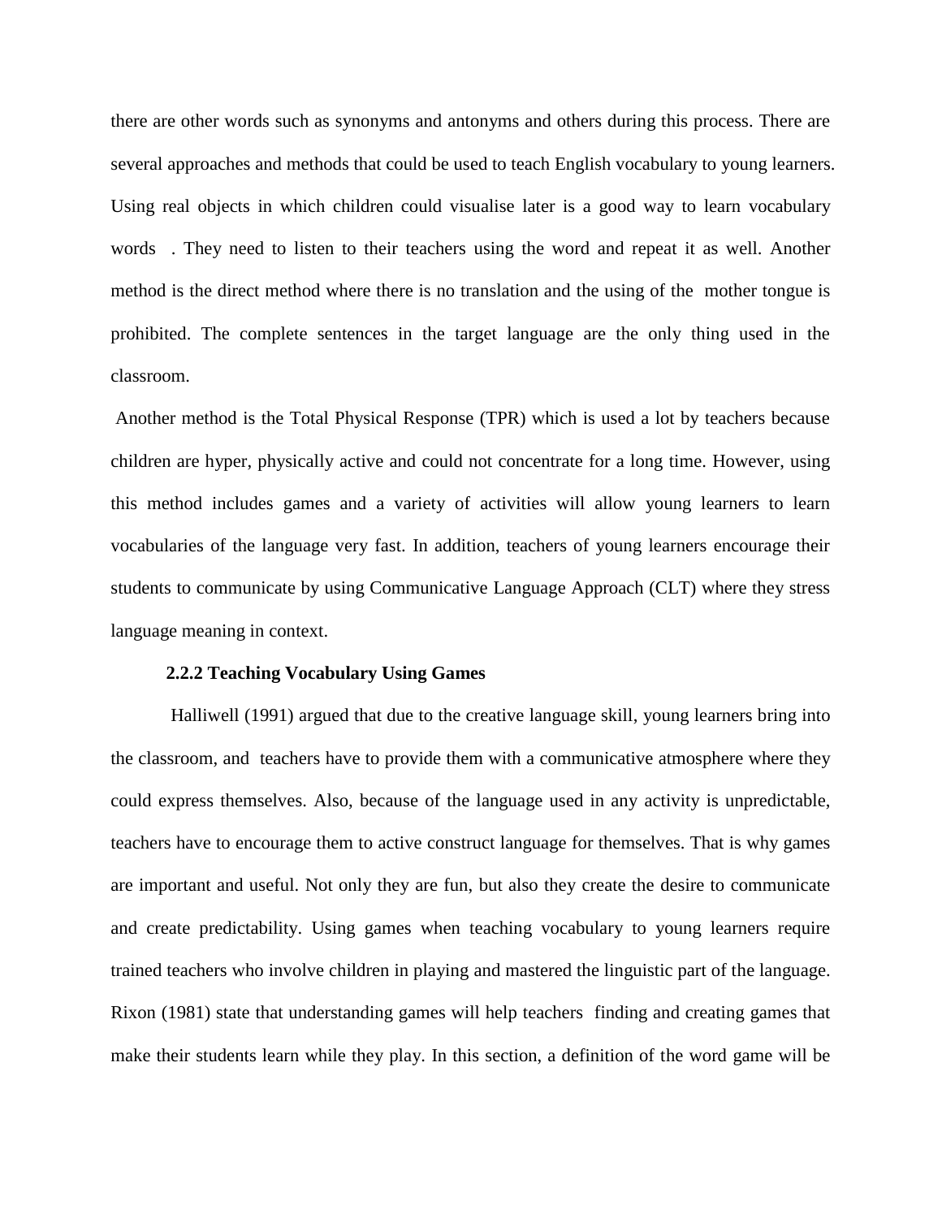there are other words such as synonyms and antonyms and others during this process. There are several approaches and methods that could be used to teach English vocabulary to young learners. Using real objects in which children could visualise later is a good way to learn vocabulary words . They need to listen to their teachers using the word and repeat it as well. Another method is the direct method where there is no translation and the using of the mother tongue is prohibited. The complete sentences in the target language are the only thing used in the classroom.

Another method is the Total Physical Response (TPR) which is used a lot by teachers because children are hyper, physically active and could not concentrate for a long time. However, using this method includes games and a variety of activities will allow young learners to learn vocabularies of the language very fast. In addition, teachers of young learners encourage their students to communicate by using Communicative Language Approach (CLT) where they stress language meaning in context.

### 2.2.2 Teaching Vocabulary Using Games

Halliwell (1991) argued that due to the creative language skill, young learners bring into the classroom, and teachers have to provide them with a communicative atmosphere where they could express themselves. Also, because of the language used in any activity is unpredictable, teachers have to encourage them to active construct language for themselves. That is why games are important and useful. Not only they are fun, but also they create the desire to communicate and create predictability. Using games when teaching vocabulary to young learners require trained teachers who involve children in playing and mastered the linguistic part of the language. Rixon (1981) state that understanding games will help teachers finding and creating games that make their students learn while they play. In this section, a definition of the word game will be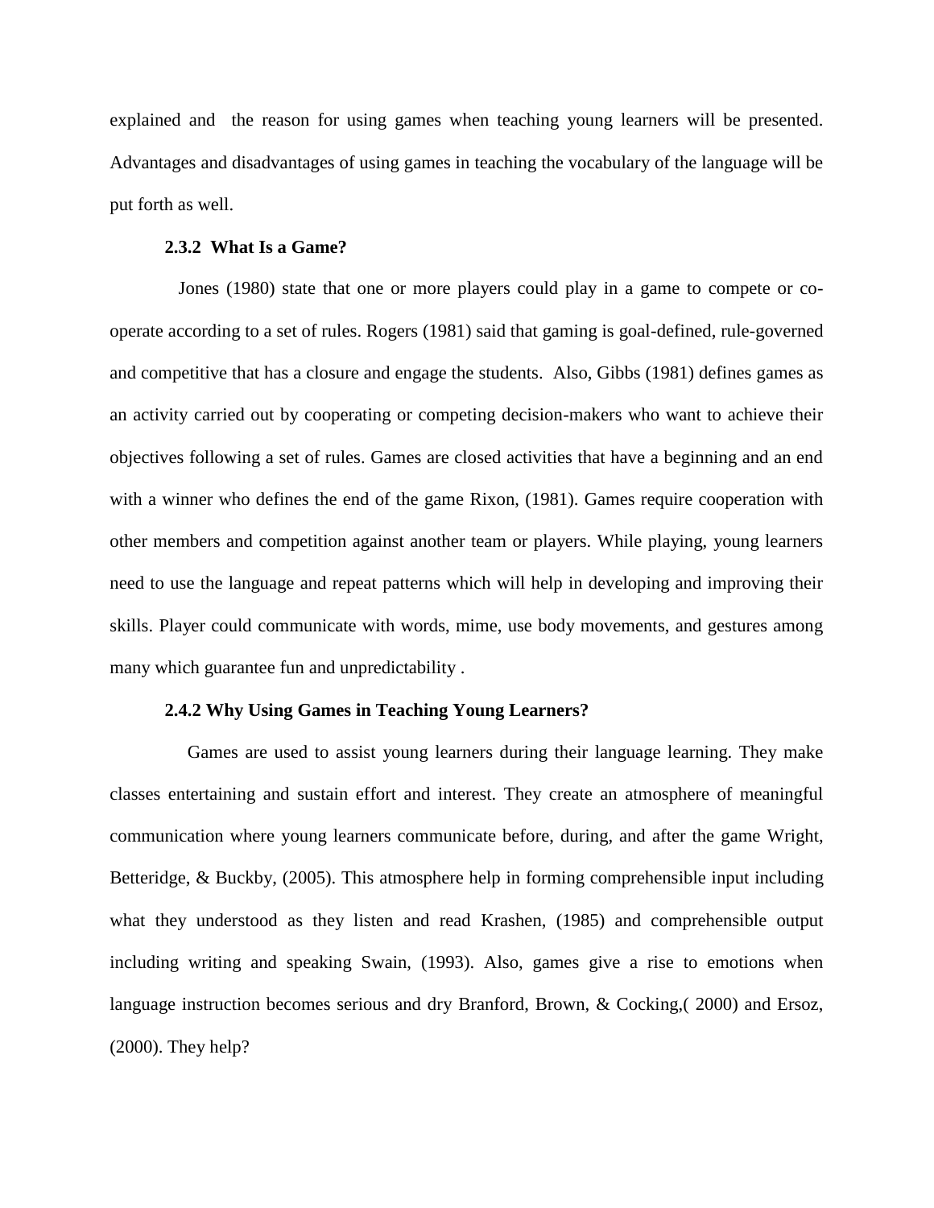explained and the reason for using games when teaching young learners will be presented. Advantages and disadvantages of using games in teaching the vocabulary of the language will be put forth as well.

### 2.3.2 What Is a Game?

Jones (1980) state that one or more players could play in a game to compete or co-operate according to a set of rules. Rogers (1981) said that gaming is goal-defined, rule-governed and competitive that has a closure and engage the students. Also, Gibbs (1981) defines games as an activity carried out by cooperating or competing decision-makers who want to achieve their objectives following a set of rules. Games are closed activities that have a beginning and an end with a winner who defines the end of the game Rixon, (1981). Games require cooperation with other members and competition against another team or players. While playing, young learners need to use the language and repeat patterns which will help in developing and improving their skills. Player could communicate with words, mime, use body movements, and gestures among many which guarantee fun and unpredictability .

### 2.4.2 Why Using Games in Teaching Young Learners?

Games are used to assist young learners during their language learning. They make classes entertaining and sustain effort and interest. They create an atmosphere of meaningful communication where young learners communicate before, during, and after the game Wright, Betteridge, & Buckby, (2005). This atmosphere help in forming comprehensible input including what they understood as they listen and read Krashen, (1985) and comprehensible output including writing and speaking Swain, (1993). Also, games give a rise to emotions when language instruction becomes serious and dry Branford, Brown, & Cocking,( 2000) and Ersoz, (2000). They help?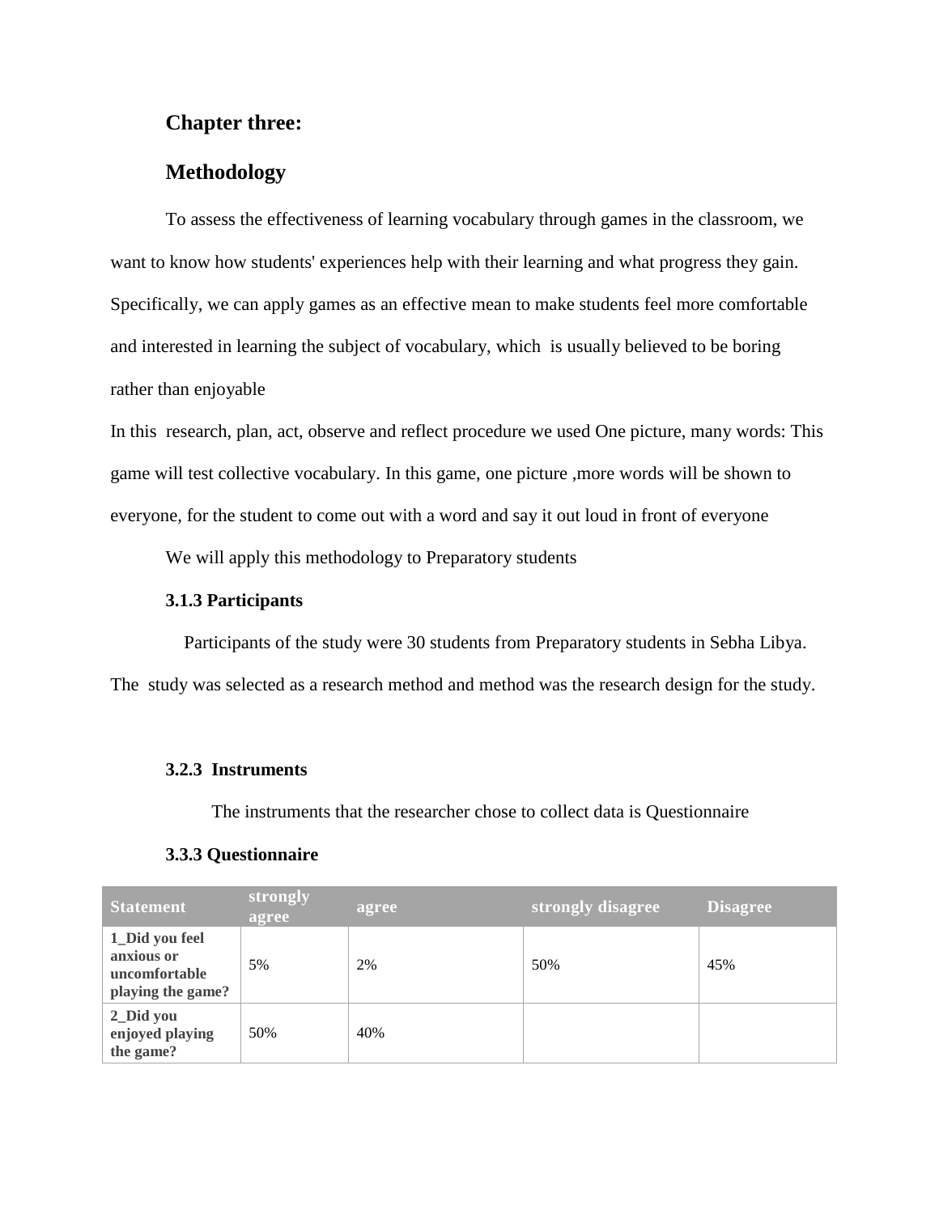## Chapter three:

## Methodology

To assess the effectiveness of learning vocabulary through games in the classroom, we want to know how students' experiences help with their learning and what progress they gain. Specifically, we can apply games as an effective mean to make students feel more comfortable and interested in learning the subject of vocabulary, which is usually believed to be boring rather than enjoyable

In this research, plan, act, observe and reflect procedure we used One picture, many words: This game will test collective vocabulary. In this game, one picture ,more words will be shown to everyone, for the student to come out with a word and say it out loud in front of everyone

We will apply this methodology to Preparatory students

### 3.1.3 Participants

Participants of the study were 30 students from Preparatory students in Sebha Libya. The study was selected as a research method and method was the research design for the study.

### 3.2.3 Instruments

The instruments that the researcher chose to collect data is Questionnaire

### 3.3.3 Questionnaire

| Statement | strongly agree | agree | strongly disagree | Disagree |
|---|---|---|---|---|
| **1_Did you feel anxious or uncomfortable playing the game?** | 5% | 2% | 50% | 45% |
| **2_Did you enjoyed playing the game?** | 50% | 40% | | |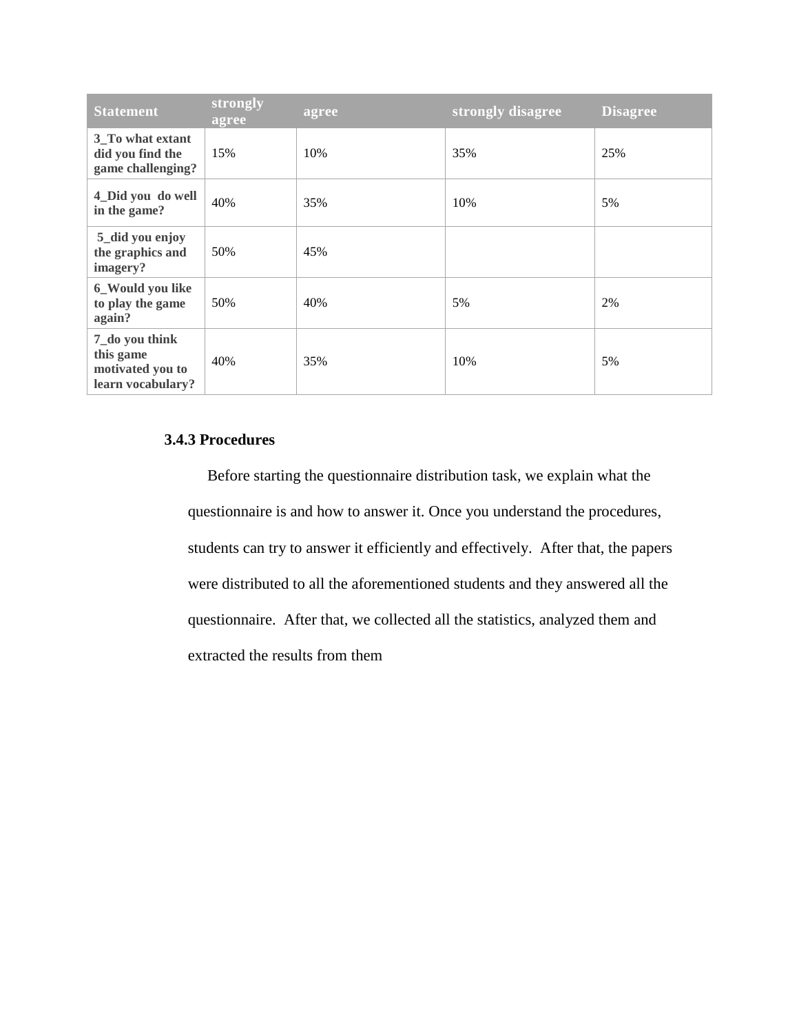| Statement | strongly agree | agree | strongly disagree | Disagree |
| --- | --- | --- | --- | --- |
| 3_To what extant did you find the game challenging? | 15% | 10% | 35% | 25% |
| 4_Did you do well in the game? | 40% | 35% | 10% | 5% |
| 5_did you enjoy the graphics and imagery? | 50% | 45% | | |
| 6_Would you like to play the game again? | 50% | 40% | 5% | 2% |
| 7_do you think this game motivated you to learn vocabulary? | 40% | 35% | 10% | 5% |

### 3.4.3 Procedures

Before starting the questionnaire distribution task, we explain what the questionnaire is and how to answer it. Once you understand the procedures, students can try to answer it efficiently and effectively. After that, the papers were distributed to all the aforementioned students and they answered all the questionnaire. After that, we collected all the statistics, analyzed them and extracted the results from them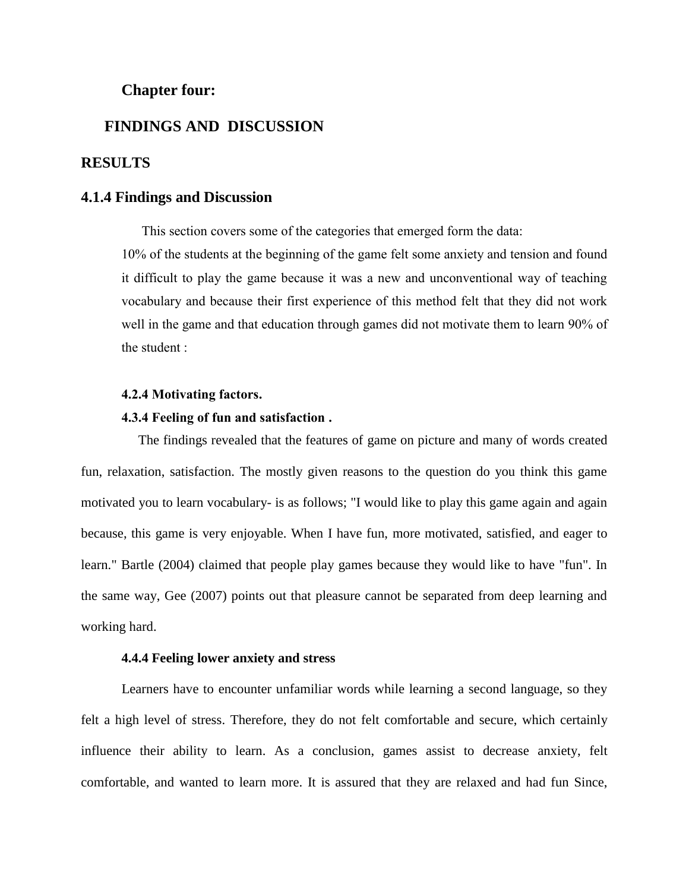## Chapter four:

## FINDINGS AND DISCUSSION

## RESULTS

### 4.1.4 Findings and Discussion

This section covers some of the categories that emerged form the data:

10% of the students at the beginning of the game felt some anxiety and tension and found it difficult to play the game because it was a new and unconventional way of teaching vocabulary and because their first experience of this method felt that they did not work well in the game and that education through games did not motivate them to learn 90% of the student :

#### 4.2.4 Motivating factors.

#### 4.3.4 Feeling of fun and satisfaction .

The findings revealed that the features of game on picture and many of words created fun, relaxation, satisfaction. The mostly given reasons to the question do you think this game motivated you to learn vocabulary- is as follows; "I would like to play this game again and again because, this game is very enjoyable. When I have fun, more motivated, satisfied, and eager to learn." Bartle (2004) claimed that people play games because they would like to have "fun". In the same way, Gee (2007) points out that pleasure cannot be separated from deep learning and working hard.

#### 4.4.4 Feeling lower anxiety and stress

Learners have to encounter unfamiliar words while learning a second language, so they felt a high level of stress. Therefore, they do not felt comfortable and secure, which certainly influence their ability to learn. As a conclusion, games assist to decrease anxiety, felt comfortable, and wanted to learn more. It is assured that they are relaxed and had fun Since,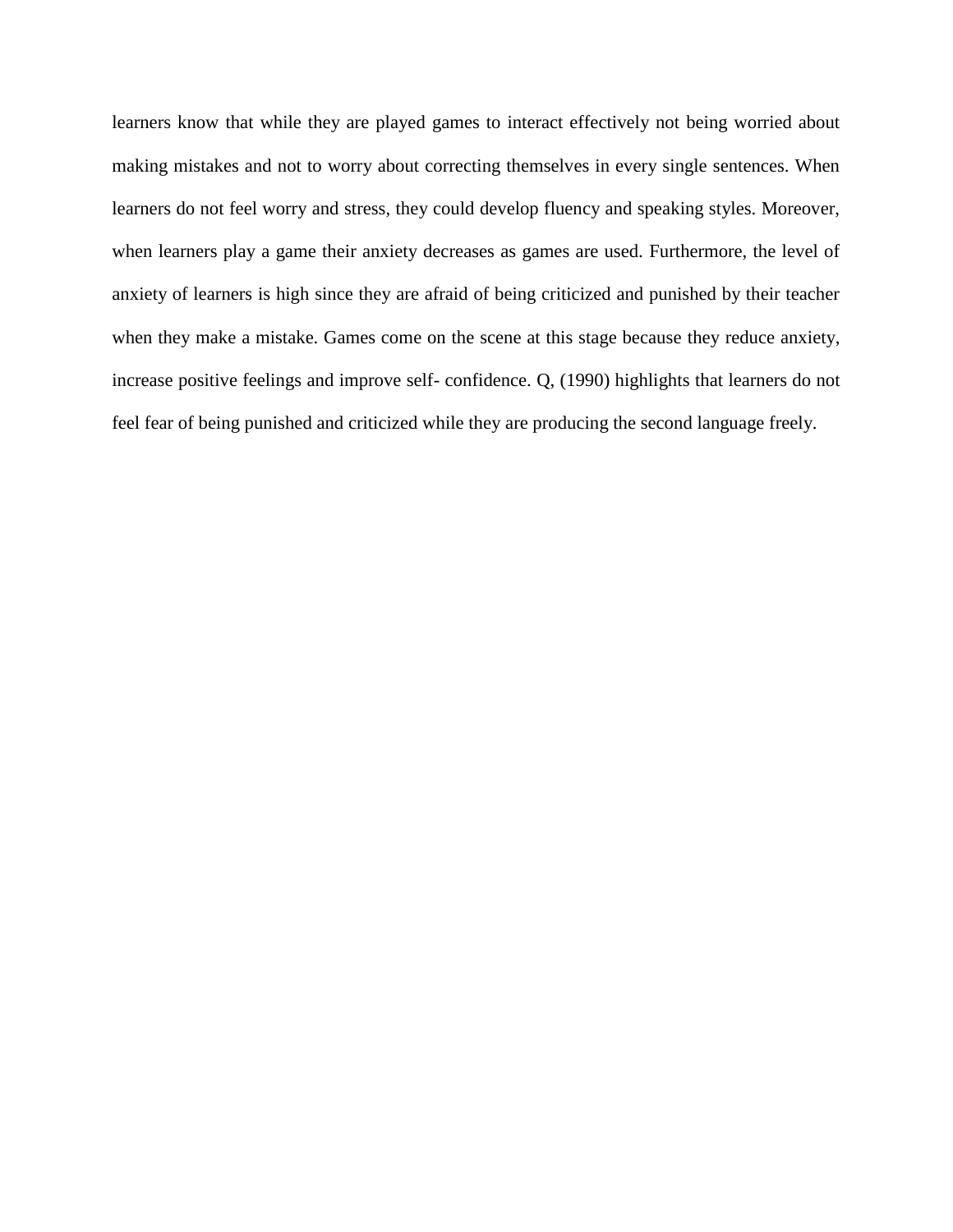learners know that while they are played games to interact effectively not being worried about making mistakes and not to worry about correcting themselves in every single sentences. When learners do not feel worry and stress, they could develop fluency and speaking styles. Moreover, when learners play a game their anxiety decreases as games are used. Furthermore, the level of anxiety of learners is high since they are afraid of being criticized and punished by their teacher when they make a mistake. Games come on the scene at this stage because they reduce anxiety, increase positive feelings and improve self- confidence. Q, (1990) highlights that learners do not feel fear of being punished and criticized while they are producing the second language freely.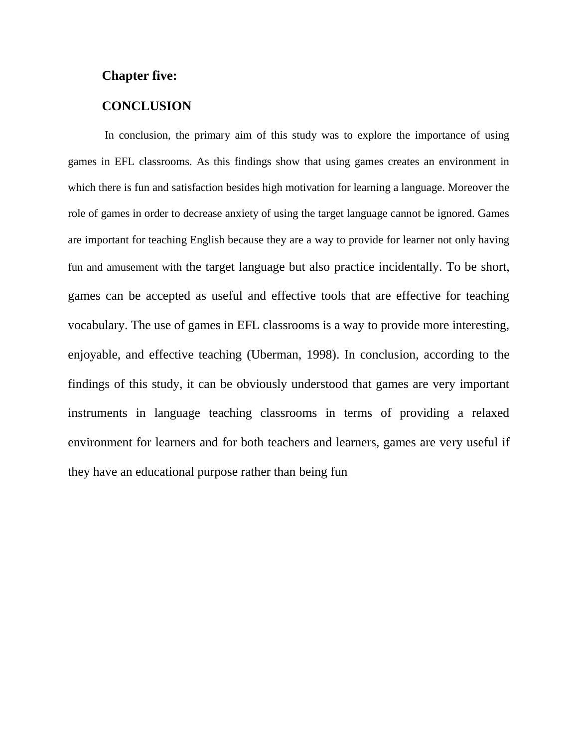**Chapter five:**

**CONCLUSION**

In conclusion, the primary aim of this study was to explore the importance of using games in EFL classrooms. As this findings show that using games creates an environment in which there is fun and satisfaction besides high motivation for learning a language. Moreover the role of games in order to decrease anxiety of using the target language cannot be ignored. Games are important for teaching English because they are a way to provide for learner not only having fun and amusement with the target language but also practice incidentally. To be short, games can be accepted as useful and effective tools that are effective for teaching vocabulary. The use of games in EFL classrooms is a way to provide more interesting, enjoyable, and effective teaching (Uberman, 1998). In conclusion, according to the findings of this study, it can be obviously understood that games are very important instruments in language teaching classrooms in terms of providing a relaxed environment for learners and for both teachers and learners, games are very useful if they have an educational purpose rather than being fun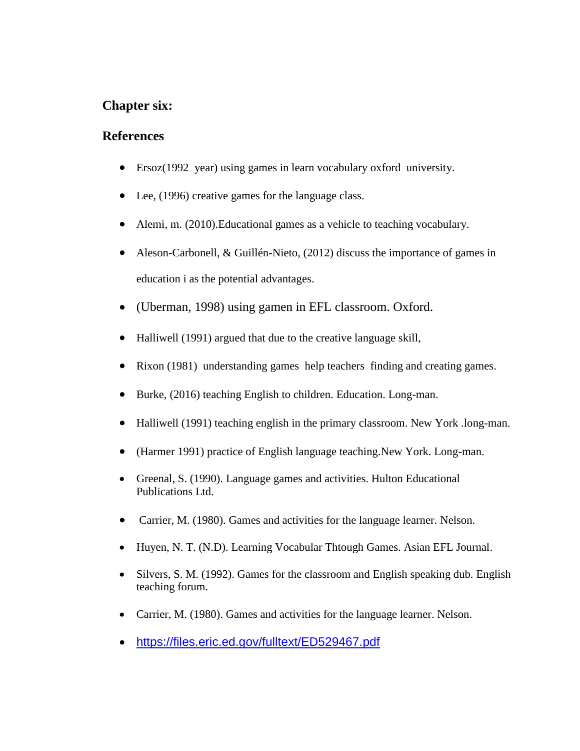## Chapter six:

## References

- Ersoz(1992 year) using games in learn vocabulary oxford university.
- Lee, (1996) creative games for the language class.
- Alemi, m. (2010).Educational games as a vehicle to teaching vocabulary.
- Aleson-Carbonell, & Guillén-Nieto, (2012) discuss the importance of games in education i as the potential advantages.
- (Uberman, 1998) using gamen in EFL classroom. Oxford.
- Halliwell (1991) argued that due to the creative language skill,
- Rixon (1981) understanding games help teachers finding and creating games.
- Burke, (2016) teaching English to children. Education. Long-man.
- Halliwell (1991) teaching english in the primary classroom. New York .long-man.
- (Harmer 1991) practice of English language teaching.New York. Long-man.
- Greenal, S. (1990). Language games and activities. Hulton Educational Publications Ltd.
- Carrier, M. (1980). Games and activities for the language learner. Nelson.
- Huyen, N. T. (N.D). Learning Vocabular Thtough Games. Asian EFL Journal.
- Silvers, S. M. (1992). Games for the classroom and English speaking dub. English teaching forum.
- Carrier, M. (1980). Games and activities for the language learner. Nelson.
- https://files.eric.ed.gov/fulltext/ED529467.pdf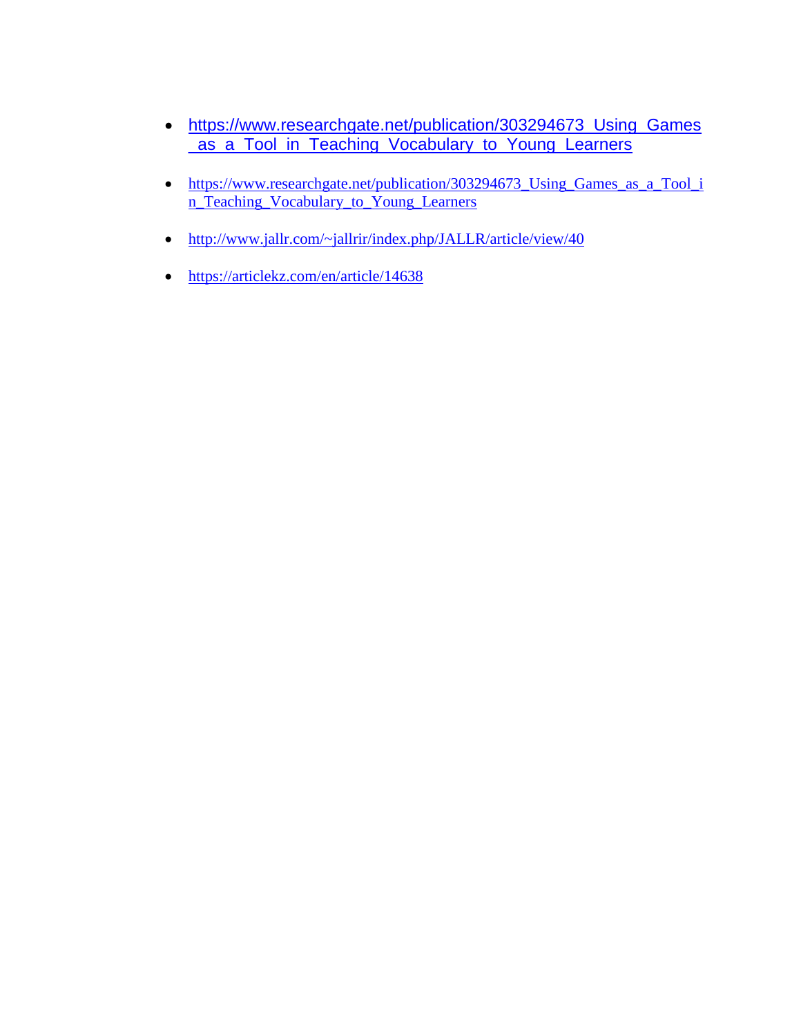- https://www.researchgate.net/publication/303294673_Using_Games_as_a_Tool_in_Teaching_Vocabulary_to_Young_Learners

- https://www.researchgate.net/publication/303294673_Using_Games_as_a_Tool_in_Teaching_Vocabulary_to_Young_Learners

- http://www.jallr.com/~jallrir/index.php/JALLR/article/view/40

- https://articlekz.com/en/article/14638